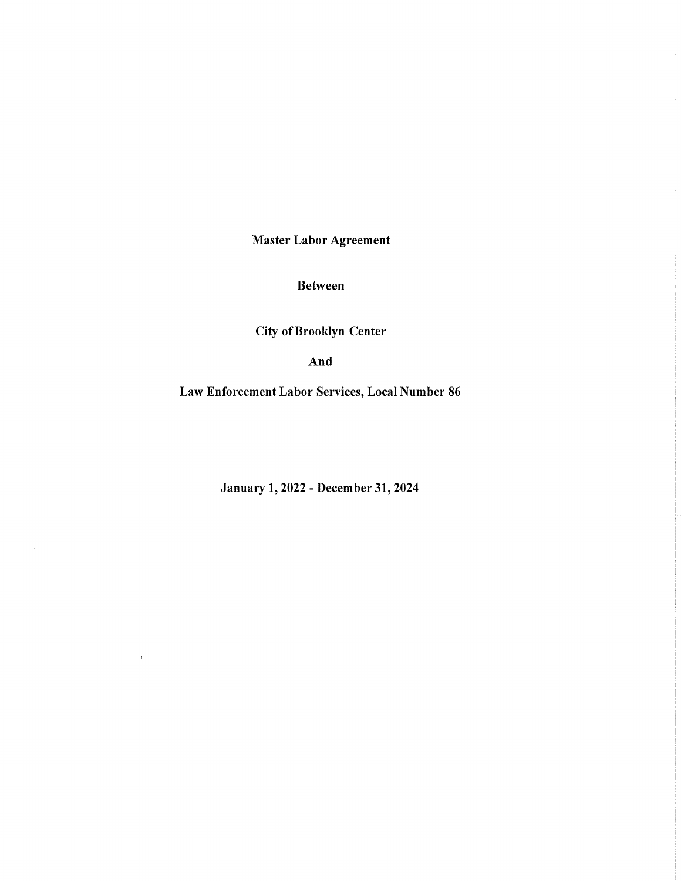**Master Labor Agreement**

**Between**

**City of Brooklyn Center**

**And**

**Law Enforcement Labor Services, Local Number 86**

**January 1, 2022 - December 31, 2024**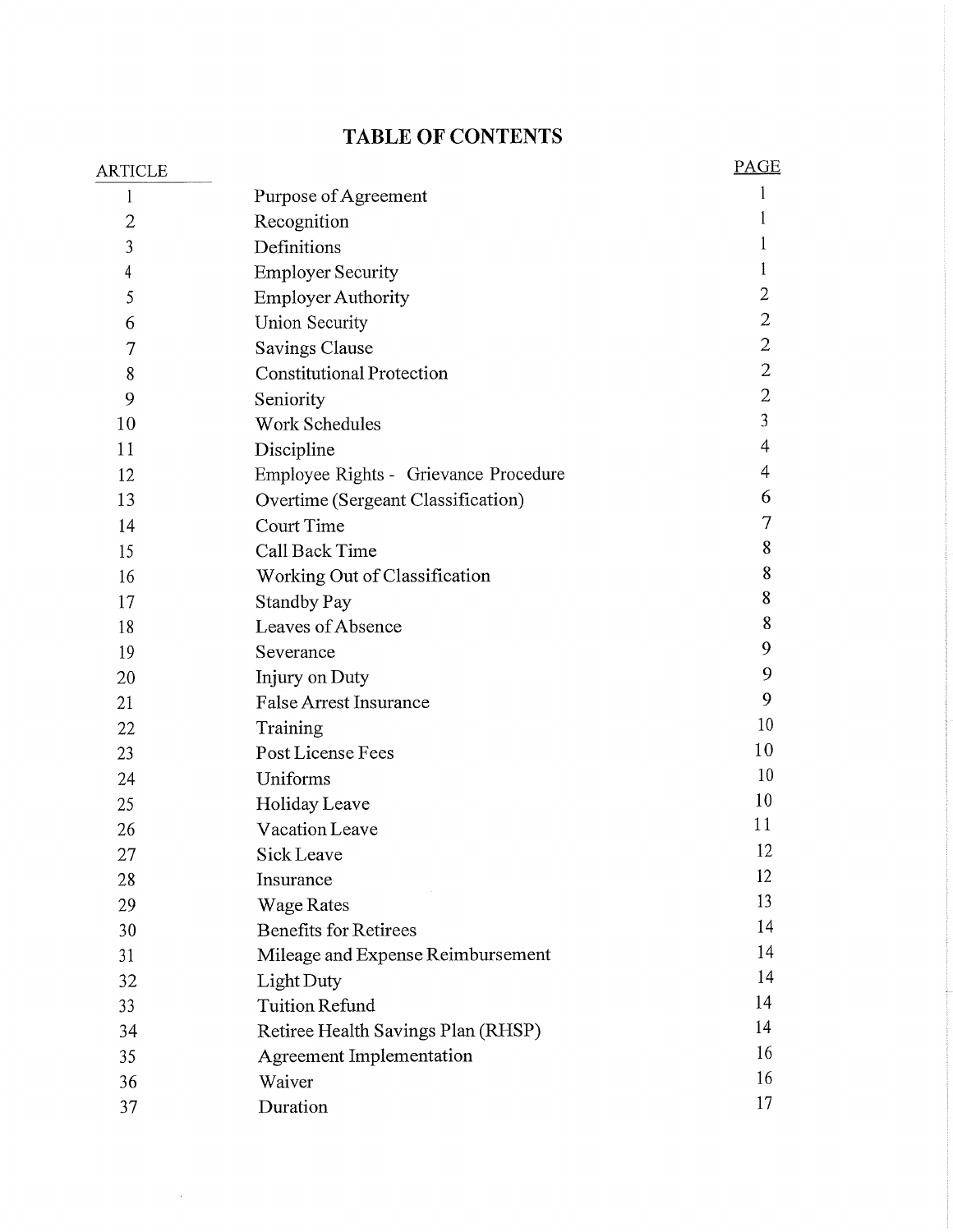# TABLE OF CONTENTS

| ARTICLE | | PAGE |
|---|---|---|
| 1 | Purpose of Agreement | 1 |
| 2 | Recognition | 1 |
| 3 | Definitions | 1 |
| 4 | Employer Security | 1 |
| 5 | Employer Authority | 2 |
| 6 | Union Security | 2 |
| 7 | Savings Clause | 2 |
| 8 | Constitutional Protection | 2 |
| 9 | Seniority | 2 |
| 10 | Work Schedules | 3 |
| 11 | Discipline | 4 |
| 12 | Employee Rights - Grievance Procedure | 4 |
| 13 | Overtime (Sergeant Classification) | 6 |
| 14 | Court Time | 7 |
| 15 | Call Back Time | 8 |
| 16 | Working Out of Classification | 8 |
| 17 | Standby Pay | 8 |
| 18 | Leaves of Absence | 8 |
| 19 | Severance | 9 |
| 20 | Injury on Duty | 9 |
| 21 | False Arrest Insurance | 9 |
| 22 | Training | 10 |
| 23 | Post License Fees | 10 |
| 24 | Uniforms | 10 |
| 25 | Holiday Leave | 10 |
| 26 | Vacation Leave | 11 |
| 27 | Sick Leave | 12 |
| 28 | Insurance | 12 |
| 29 | Wage Rates | 13 |
| 30 | Benefits for Retirees | 14 |
| 31 | Mileage and Expense Reimbursement | 14 |
| 32 | Light Duty | 14 |
| 33 | Tuition Refund | 14 |
| 34 | Retiree Health Savings Plan (RHSP) | 14 |
| 35 | Agreement Implementation | 16 |
| 36 | Waiver | 16 |
| 37 | Duration | 17 |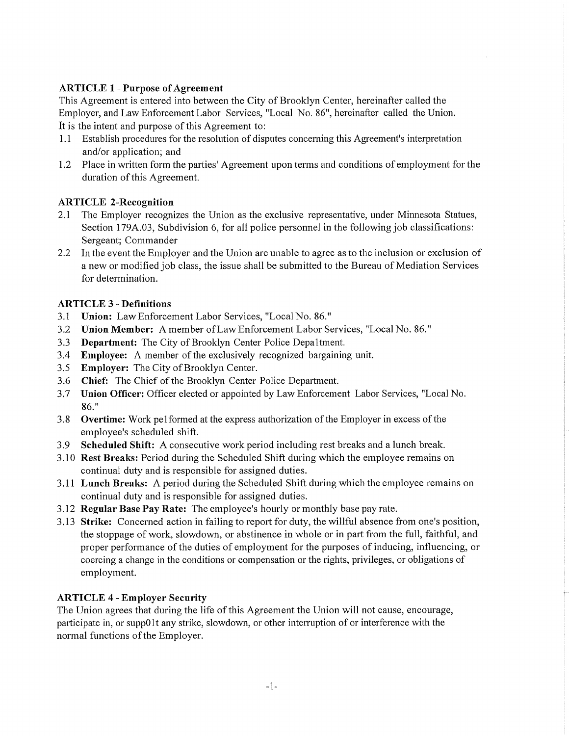### ARTICLE 1 - Purpose of Agreement

This Agreement is entered into between the City of Brooklyn Center, hereinafter called the Employer, and Law Enforcement Labor Services, "Local No. 86", hereinafter called the Union. It is the intent and purpose of this Agreement to:

1.1 Establish procedures for the resolution of disputes concerning this Agreement's interpretation and/or application; and

1.2 Place in written form the parties' Agreement upon terms and conditions of employment for the duration of this Agreement.

### ARTICLE 2-Recognition

2.1 The Employer recognizes the Union as the exclusive representative, under Minnesota Statues, Section 179A.03, Subdivision 6, for all police personnel in the following job classifications: Sergeant; Commander

2.2 In the event the Employer and the Union are unable to agree as to the inclusion or exclusion of a new or modified job class, the issue shall be submitted to the Bureau of Mediation Services for determination.

### ARTICLE 3 - Definitions

3.1 **Union:** Law Enforcement Labor Services, "Local No. 86."

3.2 **Union Member:** A member of Law Enforcement Labor Services, "Local No. 86."

3.3 **Department:** The City of Brooklyn Center Police Depaltment.

3.4 **Employee:** A member of the exclusively recognized bargaining unit.

3.5 **Employer:** The City of Brooklyn Center.

3.6 **Chief:** The Chief of the Brooklyn Center Police Department.

3.7 **Union Officer:** Officer elected or appointed by Law Enforcement Labor Services, "Local No. 86."

3.8 **Overtime:** Work pel formed at the express authorization of the Employer in excess of the employee's scheduled shift.

3.9 **Scheduled Shift:** A consecutive work period including rest breaks and a lunch break.

3.10 **Rest Breaks:** Period during the Scheduled Shift during which the employee remains on continual duty and is responsible for assigned duties.

3.11 **Lunch Breaks:** A period during the Scheduled Shift during which the employee remains on continual duty and is responsible for assigned duties.

3.12 **Regular Base Pay Rate:** The employee's hourly or monthly base pay rate.

3.13 **Strike:** Concerned action in failing to report for duty, the willful absence from one's position, the stoppage of work, slowdown, or abstinence in whole or in part from the full, faithful, and proper performance of the duties of employment for the purposes of inducing, influencing, or coercing a change in the conditions or compensation or the rights, privileges, or obligations of employment.

### ARTICLE 4 - Employer Security

The Union agrees that during the life of this Agreement the Union will not cause, encourage, participate in, or supp01t any strike, slowdown, or other interruption of or interference with the normal functions of the Employer.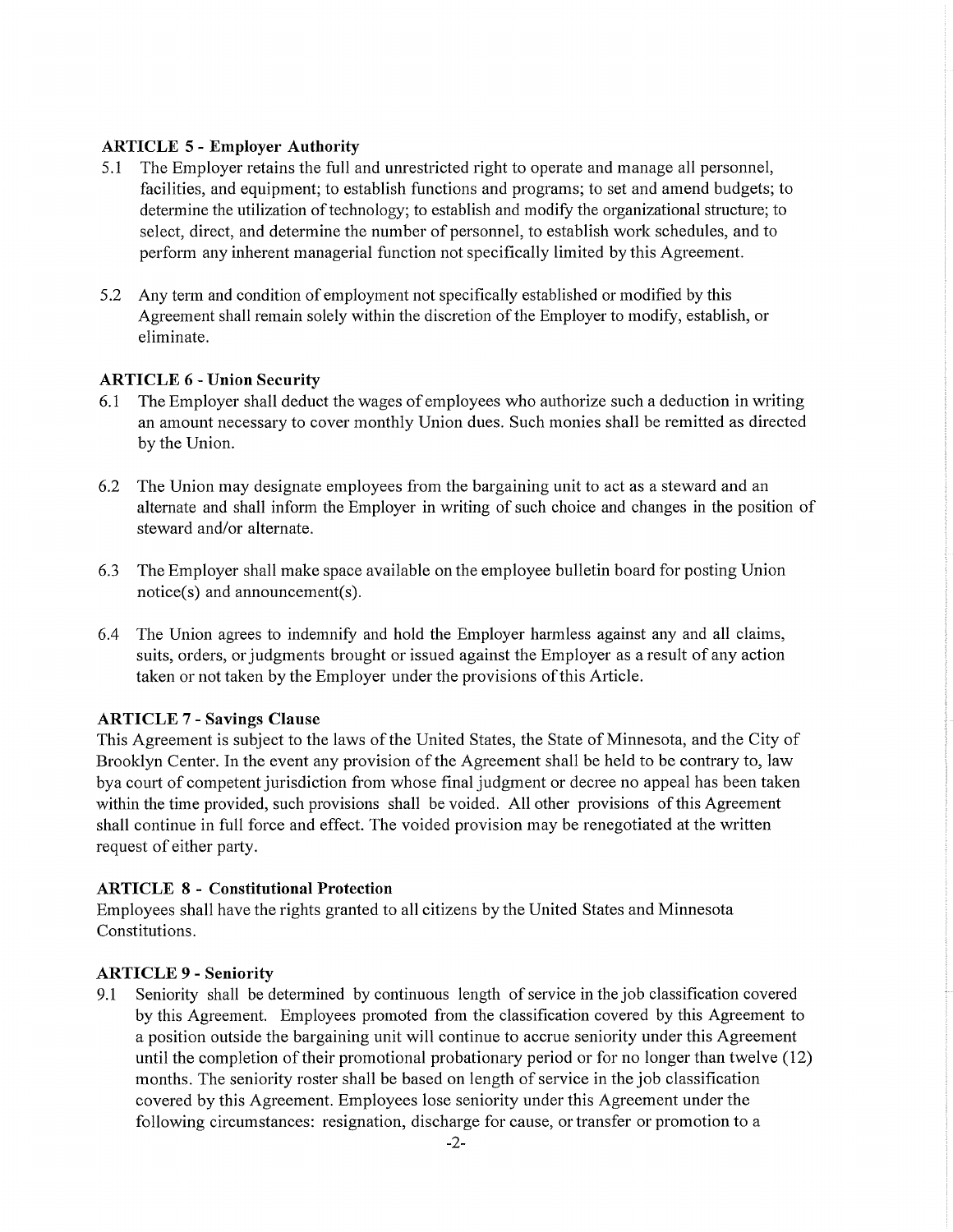**ARTICLE 5 - Employer Authority**

5.1 The Employer retains the full and unrestricted right to operate and manage all personnel, facilities, and equipment; to establish functions and programs; to set and amend budgets; to determine the utilization of technology; to establish and modify the organizational structure; to select, direct, and determine the number of personnel, to establish work schedules, and to perform any inherent managerial function not specifically limited by this Agreement.

5.2 Any term and condition of employment not specifically established or modified by this Agreement shall remain solely within the discretion of the Employer to modify, establish, or eliminate.

**ARTICLE 6 - Union Security**

6.1 The Employer shall deduct the wages of employees who authorize such a deduction in writing an amount necessary to cover monthly Union dues. Such monies shall be remitted as directed by the Union.

6.2 The Union may designate employees from the bargaining unit to act as a steward and an alternate and shall inform the Employer in writing of such choice and changes in the position of steward and/or alternate.

6.3 The Employer shall make space available on the employee bulletin board for posting Union notice(s) and announcement(s).

6.4 The Union agrees to indemnify and hold the Employer harmless against any and all claims, suits, orders, or judgments brought or issued against the Employer as a result of any action taken or not taken by the Employer under the provisions of this Article.

**ARTICLE 7 - Savings Clause**

This Agreement is subject to the laws of the United States, the State of Minnesota, and the City of Brooklyn Center. In the event any provision of the Agreement shall be held to be contrary to, law bya court of competent jurisdiction from whose final judgment or decree no appeal has been taken within the time provided, such provisions shall be voided. All other provisions of this Agreement shall continue in full force and effect. The voided provision may be renegotiated at the written request of either party.

**ARTICLE 8 - Constitutional Protection**

Employees shall have the rights granted to all citizens by the United States and Minnesota Constitutions.

**ARTICLE 9 - Seniority**

9.1 Seniority shall be determined by continuous length of service in the job classification covered by this Agreement. Employees promoted from the classification covered by this Agreement to a position outside the bargaining unit will continue to accrue seniority under this Agreement until the completion of their promotional probationary period or for no longer than twelve (12) months. The seniority roster shall be based on length of service in the job classification covered by this Agreement. Employees lose seniority under this Agreement under the following circumstances: resignation, discharge for cause, or transfer or promotion to a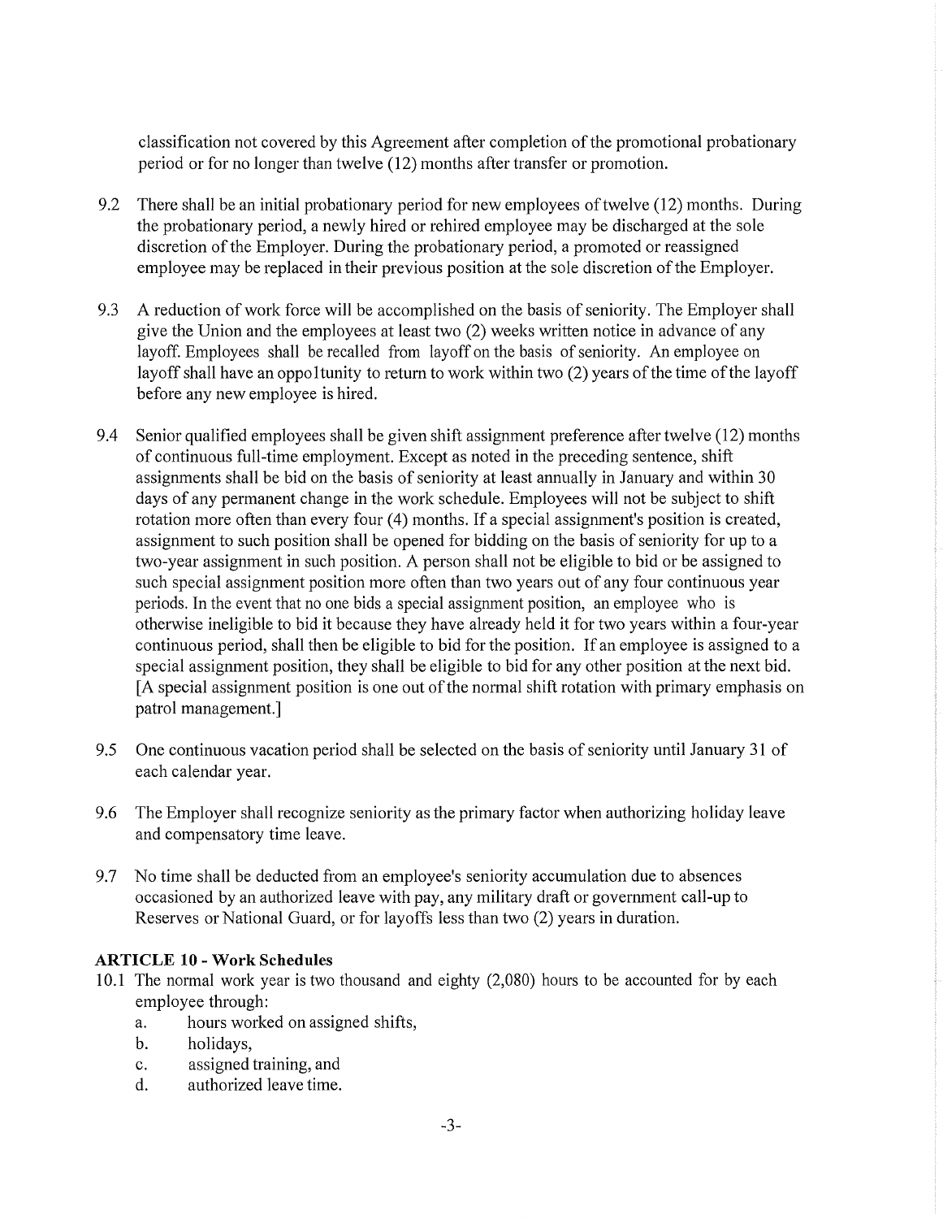classification not covered by this Agreement after completion of the promotional probationary period or for no longer than twelve (12) months after transfer or promotion.

9.2 There shall be an initial probationary period for new employees of twelve (12) months. During the probationary period, a newly hired or rehired employee may be discharged at the sole discretion of the Employer. During the probationary period, a promoted or reassigned employee may be replaced in their previous position at the sole discretion of the Employer.

9.3 A reduction of work force will be accomplished on the basis of seniority. The Employer shall give the Union and the employees at least two (2) weeks written notice in advance of any layoff. Employees shall be recalled from layoff on the basis of seniority. An employee on layoff shall have an oppo1tunity to return to work within two (2) years of the time of the layoff before any new employee is hired.

9.4 Senior qualified employees shall be given shift assignment preference after twelve (12) months of continuous full-time employment. Except as noted in the preceding sentence, shift assignments shall be bid on the basis of seniority at least annually in January and within 30 days of any permanent change in the work schedule. Employees will not be subject to shift rotation more often than every four (4) months. If a special assignment's position is created, assignment to such position shall be opened for bidding on the basis of seniority for up to a two-year assignment in such position. A person shall not be eligible to bid or be assigned to such special assignment position more often than two years out of any four continuous year periods. In the event that no one bids a special assignment position, an employee who is otherwise ineligible to bid it because they have already held it for two years within a four-year continuous period, shall then be eligible to bid for the position. If an employee is assigned to a special assignment position, they shall be eligible to bid for any other position at the next bid. [A special assignment position is one out of the normal shift rotation with primary emphasis on patrol management.]

9.5 One continuous vacation period shall be selected on the basis of seniority until January 31 of each calendar year.

9.6 The Employer shall recognize seniority as the primary factor when authorizing holiday leave and compensatory time leave.

9.7 No time shall be deducted from an employee's seniority accumulation due to absences occasioned by an authorized leave with pay, any military draft or government call-up to Reserves or National Guard, or for layoffs less than two (2) years in duration.

**ARTICLE 10 - Work Schedules**

10.1 The normal work year is two thousand and eighty (2,080) hours to be accounted for by each employee through:

a. hours worked on assigned shifts,
b. holidays,
c. assigned training, and
d. authorized leave time.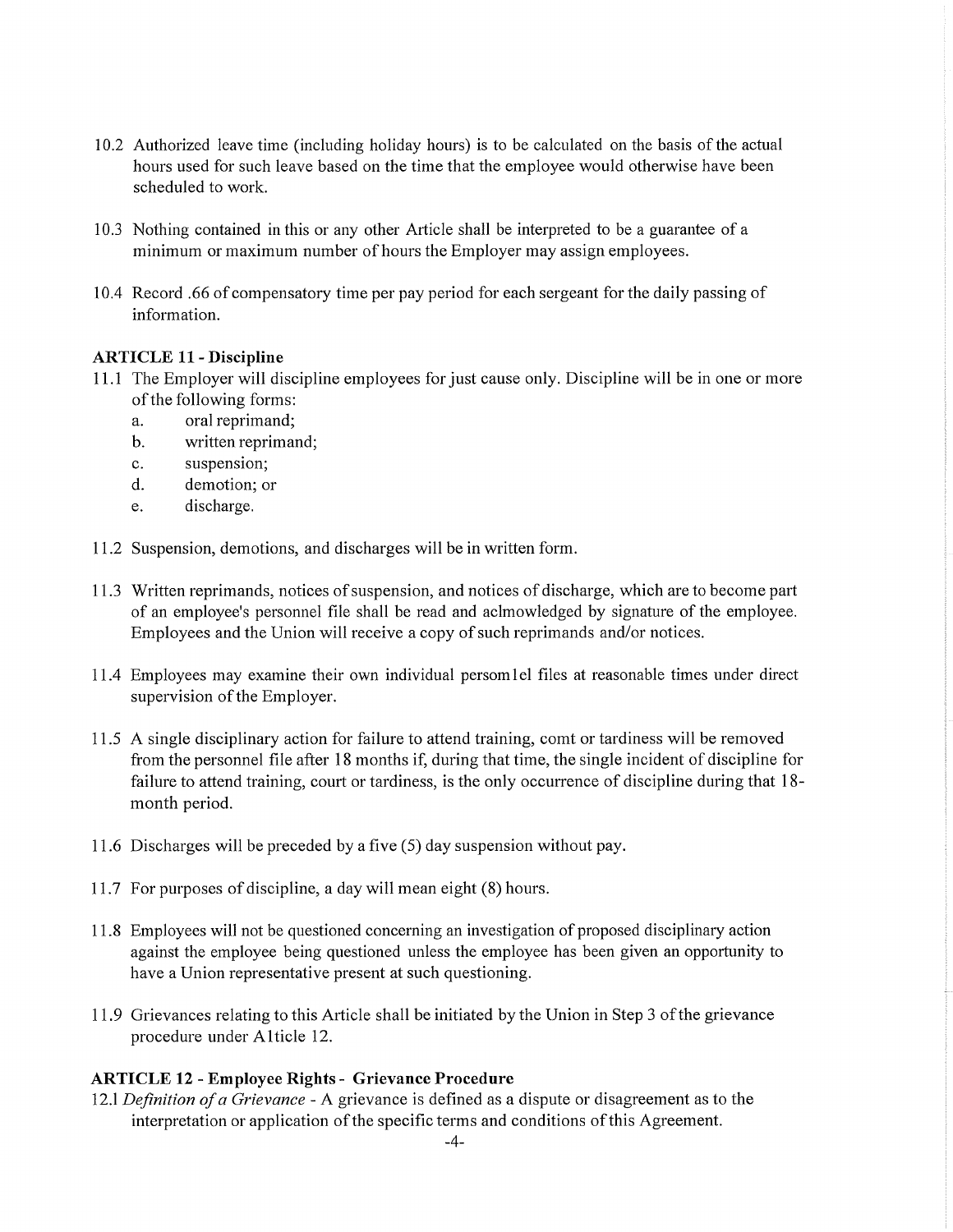10.2 Authorized leave time (including holiday hours) is to be calculated on the basis of the actual hours used for such leave based on the time that the employee would otherwise have been scheduled to work.

10.3 Nothing contained in this or any other Article shall be interpreted to be a guarantee of a minimum or maximum number of hours the Employer may assign employees.

10.4 Record .66 of compensatory time per pay period for each sergeant for the daily passing of information.

### ARTICLE 11 - Discipline

11.1 The Employer will discipline employees for just cause only. Discipline will be in one or more of the following forms:

a. oral reprimand;
b. written reprimand;
c. suspension;
d. demotion; or
e. discharge.

11.2 Suspension, demotions, and discharges will be in written form.

11.3 Written reprimands, notices of suspension, and notices of discharge, which are to become part of an employee's personnel file shall be read and aclmowledged by signature of the employee. Employees and the Union will receive a copy of such reprimands and/or notices.

11.4 Employees may examine their own individual persom1el files at reasonable times under direct supervision of the Employer.

11.5 A single disciplinary action for failure to attend training, comt or tardiness will be removed from the personnel file after 18 months if, during that time, the single incident of discipline for failure to attend training, court or tardiness, is the only occurrence of discipline during that 18-month period.

11.6 Discharges will be preceded by a five (5) day suspension without pay.

11.7 For purposes of discipline, a day will mean eight (8) hours.

11.8 Employees will not be questioned concerning an investigation of proposed disciplinary action against the employee being questioned unless the employee has been given an opportunity to have a Union representative present at such questioning.

11.9 Grievances relating to this Article shall be initiated by the Union in Step 3 of the grievance procedure under A1ticle 12.

### ARTICLE 12 - Employee Rights - Grievance Procedure

12.1 *Definition of a Grievance* - A grievance is defined as a dispute or disagreement as to the interpretation or application of the specific terms and conditions of this Agreement.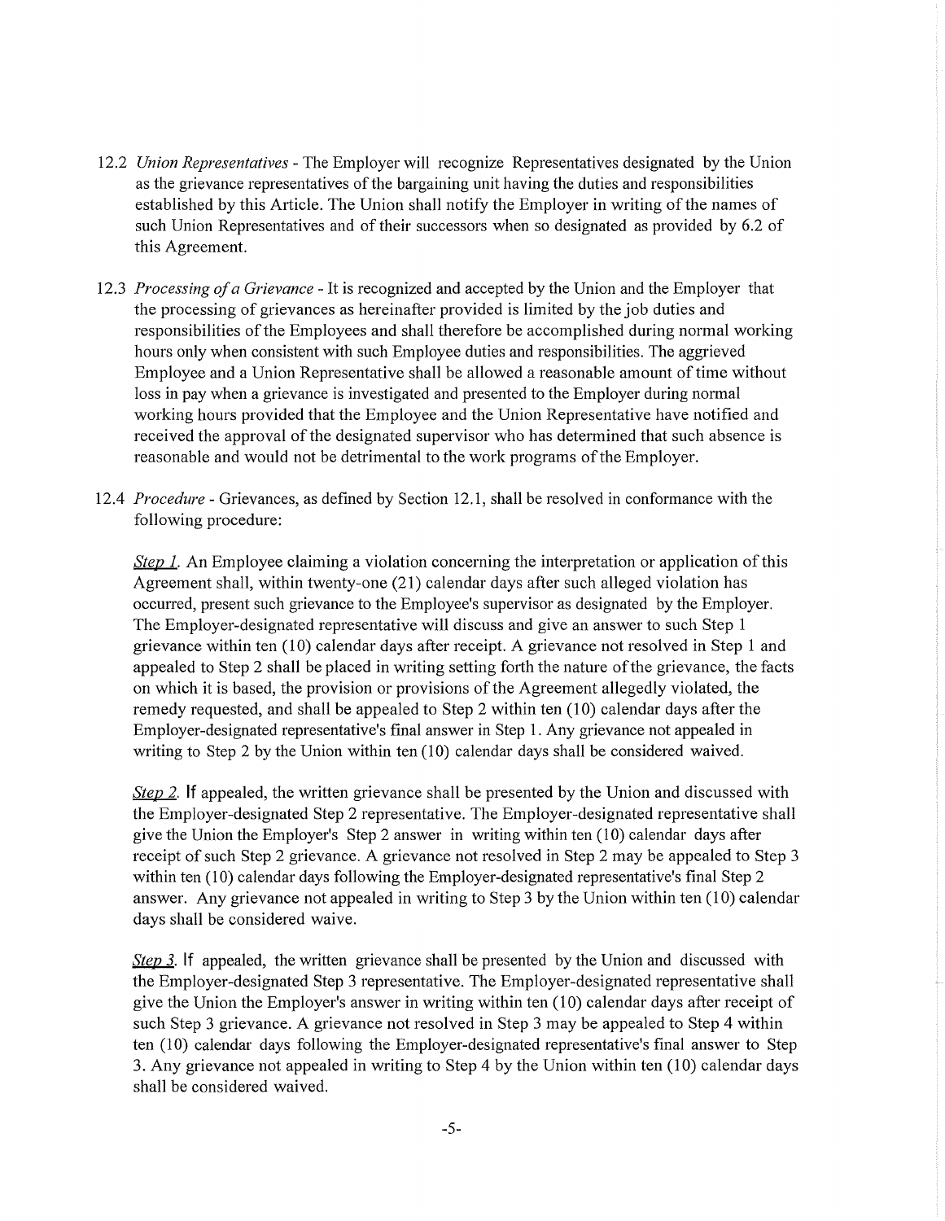12.2 *Union Representatives* - The Employer will recognize Representatives designated by the Union as the grievance representatives of the bargaining unit having the duties and responsibilities established by this Article. The Union shall notify the Employer in writing of the names of such Union Representatives and of their successors when so designated as provided by 6.2 of this Agreement.

12.3 *Processing of a Grievance* - It is recognized and accepted by the Union and the Employer that the processing of grievances as hereinafter provided is limited by the job duties and responsibilities of the Employees and shall therefore be accomplished during normal working hours only when consistent with such Employee duties and responsibilities. The aggrieved Employee and a Union Representative shall be allowed a reasonable amount of time without loss in pay when a grievance is investigated and presented to the Employer during normal working hours provided that the Employee and the Union Representative have notified and received the approval of the designated supervisor who has determined that such absence is reasonable and would not be detrimental to the work programs of the Employer.

12.4 *Procedure* - Grievances, as defined by Section 12.1, shall be resolved in conformance with the following procedure:

*Step 1.* An Employee claiming a violation concerning the interpretation or application of this Agreement shall, within twenty-one (21) calendar days after such alleged violation has occurred, present such grievance to the Employee's supervisor as designated by the Employer. The Employer-designated representative will discuss and give an answer to such Step 1 grievance within ten (10) calendar days after receipt. A grievance not resolved in Step 1 and appealed to Step 2 shall be placed in writing setting forth the nature of the grievance, the facts on which it is based, the provision or provisions of the Agreement allegedly violated, the remedy requested, and shall be appealed to Step 2 within ten (10) calendar days after the Employer-designated representative's final answer in Step 1. Any grievance not appealed in writing to Step 2 by the Union within ten (10) calendar days shall be considered waived.

*Step 2.* If appealed, the written grievance shall be presented by the Union and discussed with the Employer-designated Step 2 representative. The Employer-designated representative shall give the Union the Employer's Step 2 answer in writing within ten (10) calendar days after receipt of such Step 2 grievance. A grievance not resolved in Step 2 may be appealed to Step 3 within ten (10) calendar days following the Employer-designated representative's final Step 2 answer. Any grievance not appealed in writing to Step 3 by the Union within ten (10) calendar days shall be considered waive.

*Step 3.* If appealed, the written grievance shall be presented by the Union and discussed with the Employer-designated Step 3 representative. The Employer-designated representative shall give the Union the Employer's answer in writing within ten (10) calendar days after receipt of such Step 3 grievance. A grievance not resolved in Step 3 may be appealed to Step 4 within ten (10) calendar days following the Employer-designated representative's final answer to Step 3. Any grievance not appealed in writing to Step 4 by the Union within ten (10) calendar days shall be considered waived.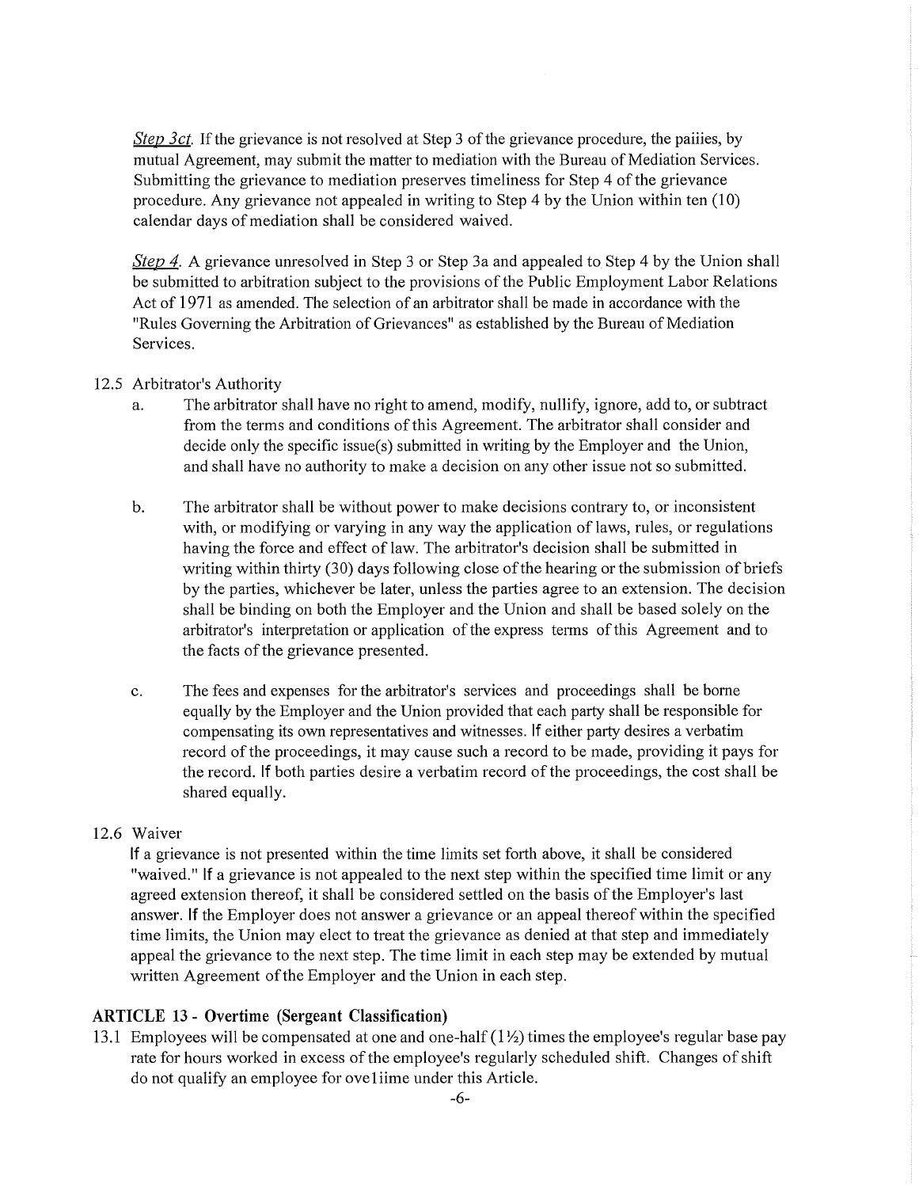*Step 3ct.* If the grievance is not resolved at Step 3 of the grievance procedure, the paiiies, by mutual Agreement, may submit the matter to mediation with the Bureau of Mediation Services. Submitting the grievance to mediation preserves timeliness for Step 4 of the grievance procedure. Any grievance not appealed in writing to Step 4 by the Union within ten (10) calendar days of mediation shall be considered waived.

*Step 4.* A grievance unresolved in Step 3 or Step 3a and appealed to Step 4 by the Union shall be submitted to arbitration subject to the provisions of the Public Employment Labor Relations Act of 1971 as amended. The selection of an arbitrator shall be made in accordance with the "Rules Governing the Arbitration of Grievances" as established by the Bureau of Mediation Services.

12.5 Arbitrator's Authority

a. The arbitrator shall have no right to amend, modify, nullify, ignore, add to, or subtract from the terms and conditions of this Agreement. The arbitrator shall consider and decide only the specific issue(s) submitted in writing by the Employer and the Union, and shall have no authority to make a decision on any other issue not so submitted.

b. The arbitrator shall be without power to make decisions contrary to, or inconsistent with, or modifying or varying in any way the application of laws, rules, or regulations having the force and effect of law. The arbitrator's decision shall be submitted in writing within thirty (30) days following close of the hearing or the submission of briefs by the parties, whichever be later, unless the parties agree to an extension. The decision shall be binding on both the Employer and the Union and shall be based solely on the arbitrator's interpretation or application of the express terms of this Agreement and to the facts of the grievance presented.

c. The fees and expenses for the arbitrator's services and proceedings shall be borne equally by the Employer and the Union provided that each party shall be responsible for compensating its own representatives and witnesses. If either party desires a verbatim record of the proceedings, it may cause such a record to be made, providing it pays for the record. If both parties desire a verbatim record of the proceedings, the cost shall be shared equally.

12.6 Waiver

If a grievance is not presented within the time limits set forth above, it shall be considered "waived." If a grievance is not appealed to the next step within the specified time limit or any agreed extension thereof, it shall be considered settled on the basis of the Employer's last answer. If the Employer does not answer a grievance or an appeal thereof within the specified time limits, the Union may elect to treat the grievance as denied at that step and immediately appeal the grievance to the next step. The time limit in each step may be extended by mutual written Agreement of the Employer and the Union in each step.

## ARTICLE 13 - Overtime (Sergeant Classification)

13.1 Employees will be compensated at one and one-half (1½) times the employee's regular base pay rate for hours worked in excess of the employee's regularly scheduled shift. Changes of shift do not qualify an employee for ovel iime under this Article.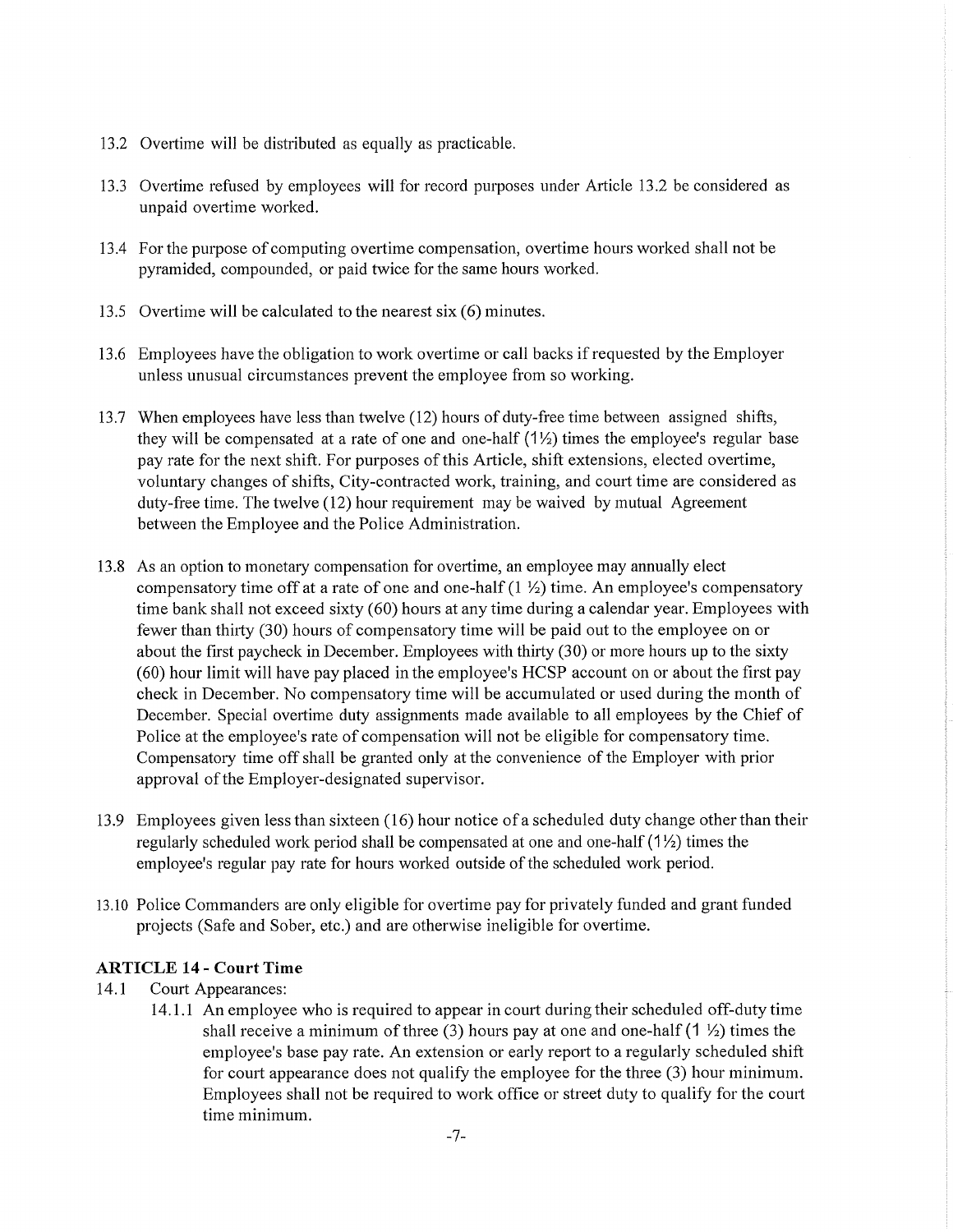13.2 Overtime will be distributed as equally as practicable.

13.3 Overtime refused by employees will for record purposes under Article 13.2 be considered as unpaid overtime worked.

13.4 For the purpose of computing overtime compensation, overtime hours worked shall not be pyramided, compounded, or paid twice for the same hours worked.

13.5 Overtime will be calculated to the nearest six (6) minutes.

13.6 Employees have the obligation to work overtime or call backs if requested by the Employer unless unusual circumstances prevent the employee from so working.

13.7 When employees have less than twelve (12) hours of duty-free time between assigned shifts, they will be compensated at a rate of one and one-half (1½) times the employee's regular base pay rate for the next shift. For purposes of this Article, shift extensions, elected overtime, voluntary changes of shifts, City-contracted work, training, and court time are considered as duty-free time. The twelve (12) hour requirement may be waived by mutual Agreement between the Employee and the Police Administration.

13.8 As an option to monetary compensation for overtime, an employee may annually elect compensatory time off at a rate of one and one-half (1 ½) time. An employee's compensatory time bank shall not exceed sixty (60) hours at any time during a calendar year. Employees with fewer than thirty (30) hours of compensatory time will be paid out to the employee on or about the first paycheck in December. Employees with thirty (30) or more hours up to the sixty (60) hour limit will have pay placed in the employee's HCSP account on or about the first pay check in December. No compensatory time will be accumulated or used during the month of December. Special overtime duty assignments made available to all employees by the Chief of Police at the employee's rate of compensation will not be eligible for compensatory time. Compensatory time off shall be granted only at the convenience of the Employer with prior approval of the Employer-designated supervisor.

13.9 Employees given less than sixteen (16) hour notice of a scheduled duty change other than their regularly scheduled work period shall be compensated at one and one-half (1½) times the employee's regular pay rate for hours worked outside of the scheduled work period.

13.10 Police Commanders are only eligible for overtime pay for privately funded and grant funded projects (Safe and Sober, etc.) and are otherwise ineligible for overtime.

**ARTICLE 14 - Court Time**

14.1 Court Appearances:

14.1.1 An employee who is required to appear in court during their scheduled off-duty time shall receive a minimum of three (3) hours pay at one and one-half (1 ½) times the employee's base pay rate. An extension or early report to a regularly scheduled shift for court appearance does not qualify the employee for the three (3) hour minimum. Employees shall not be required to work office or street duty to qualify for the court time minimum.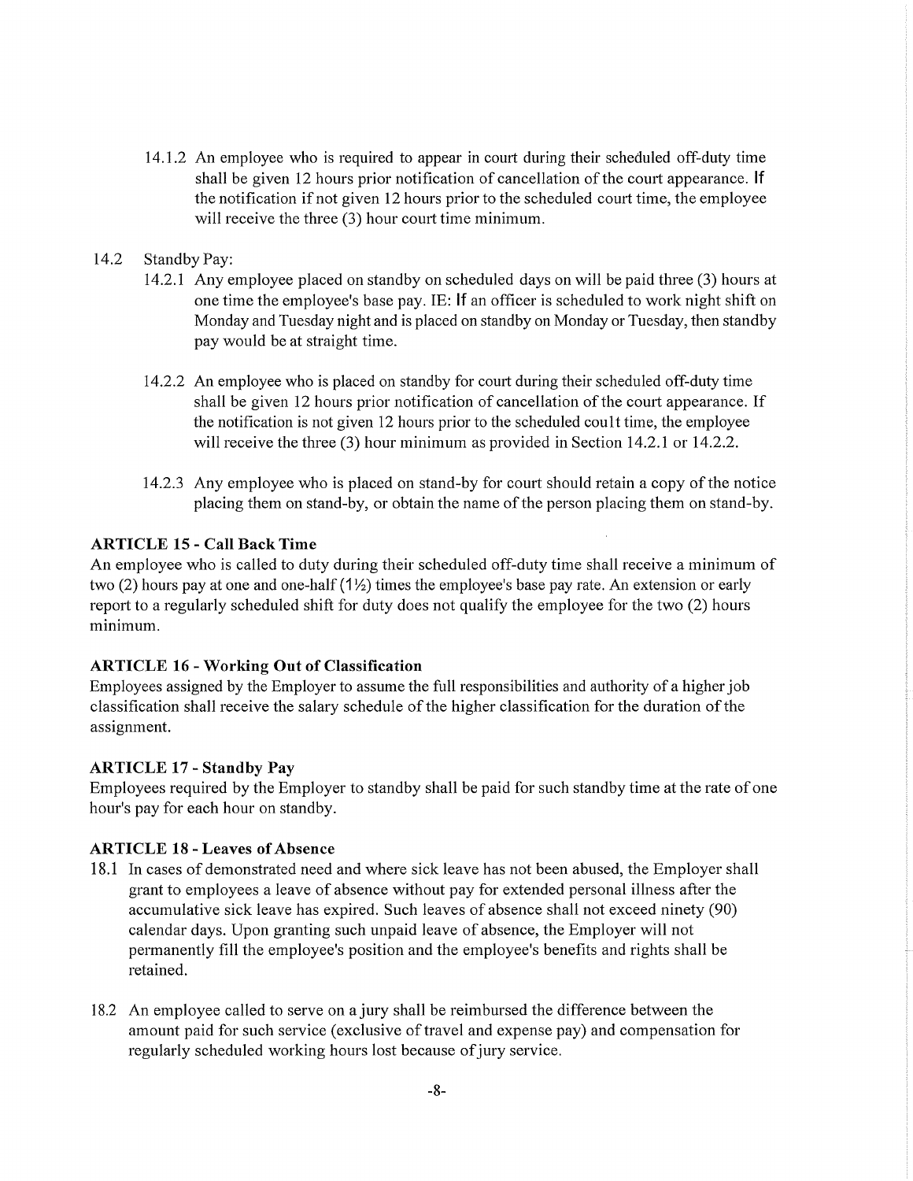14.1.2 An employee who is required to appear in court during their scheduled off-duty time shall be given 12 hours prior notification of cancellation of the court appearance. If the notification if not given 12 hours prior to the scheduled court time, the employee will receive the three (3) hour court time minimum.

14.2 Standby Pay:

14.2.1 Any employee placed on standby on scheduled days on will be paid three (3) hours at one time the employee's base pay. IE: If an officer is scheduled to work night shift on Monday and Tuesday night and is placed on standby on Monday or Tuesday, then standby pay would be at straight time.

14.2.2 An employee who is placed on standby for court during their scheduled off-duty time shall be given 12 hours prior notification of cancellation of the court appearance. If the notification is not given 12 hours prior to the scheduled coult time, the employee will receive the three (3) hour minimum as provided in Section 14.2.1 or 14.2.2.

14.2.3 Any employee who is placed on stand-by for court should retain a copy of the notice placing them on stand-by, or obtain the name of the person placing them on stand-by.

### ARTICLE 15 - Call Back Time

An employee who is called to duty during their scheduled off-duty time shall receive a minimum of two (2) hours pay at one and one-half (1½) times the employee's base pay rate. An extension or early report to a regularly scheduled shift for duty does not qualify the employee for the two (2) hours minimum.

### ARTICLE 16 - Working Out of Classification

Employees assigned by the Employer to assume the full responsibilities and authority of a higher job classification shall receive the salary schedule of the higher classification for the duration of the assignment.

### ARTICLE 17 - Standby Pay

Employees required by the Employer to standby shall be paid for such standby time at the rate of one hour's pay for each hour on standby.

### ARTICLE 18 - Leaves of Absence

18.1 In cases of demonstrated need and where sick leave has not been abused, the Employer shall grant to employees a leave of absence without pay for extended personal illness after the accumulative sick leave has expired. Such leaves of absence shall not exceed ninety (90) calendar days. Upon granting such unpaid leave of absence, the Employer will not permanently fill the employee's position and the employee's benefits and rights shall be retained.

18.2 An employee called to serve on a jury shall be reimbursed the difference between the amount paid for such service (exclusive of travel and expense pay) and compensation for regularly scheduled working hours lost because of jury service.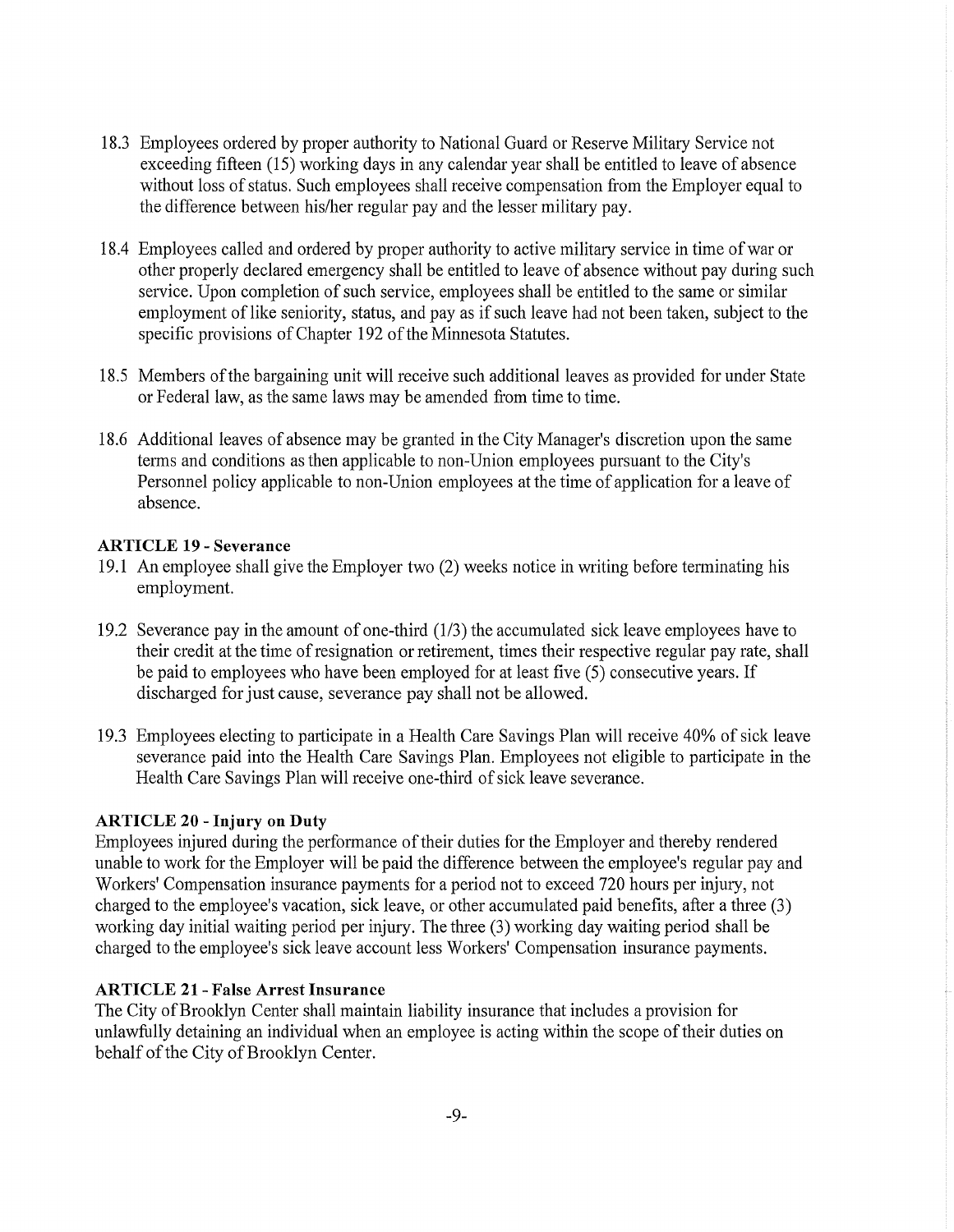18.3 Employees ordered by proper authority to National Guard or Reserve Military Service not exceeding fifteen (15) working days in any calendar year shall be entitled to leave of absence without loss of status. Such employees shall receive compensation from the Employer equal to the difference between his/her regular pay and the lesser military pay.

18.4 Employees called and ordered by proper authority to active military service in time of war or other properly declared emergency shall be entitled to leave of absence without pay during such service. Upon completion of such service, employees shall be entitled to the same or similar employment of like seniority, status, and pay as if such leave had not been taken, subject to the specific provisions of Chapter 192 of the Minnesota Statutes.

18.5 Members of the bargaining unit will receive such additional leaves as provided for under State or Federal law, as the same laws may be amended from time to time.

18.6 Additional leaves of absence may be granted in the City Manager's discretion upon the same terms and conditions as then applicable to non-Union employees pursuant to the City's Personnel policy applicable to non-Union employees at the time of application for a leave of absence.

**ARTICLE 19 - Severance**

19.1 An employee shall give the Employer two (2) weeks notice in writing before terminating his employment.

19.2 Severance pay in the amount of one-third (1/3) the accumulated sick leave employees have to their credit at the time of resignation or retirement, times their respective regular pay rate, shall be paid to employees who have been employed for at least five (5) consecutive years. If discharged for just cause, severance pay shall not be allowed.

19.3 Employees electing to participate in a Health Care Savings Plan will receive 40% of sick leave severance paid into the Health Care Savings Plan. Employees not eligible to participate in the Health Care Savings Plan will receive one-third of sick leave severance.

**ARTICLE 20 - Injury on Duty**

Employees injured during the performance of their duties for the Employer and thereby rendered unable to work for the Employer will be paid the difference between the employee's regular pay and Workers' Compensation insurance payments for a period not to exceed 720 hours per injury, not charged to the employee's vacation, sick leave, or other accumulated paid benefits, after a three (3) working day initial waiting period per injury. The three (3) working day waiting period shall be charged to the employee's sick leave account less Workers' Compensation insurance payments.

**ARTICLE 21 - False Arrest Insurance**

The City of Brooklyn Center shall maintain liability insurance that includes a provision for unlawfully detaining an individual when an employee is acting within the scope of their duties on behalf of the City of Brooklyn Center.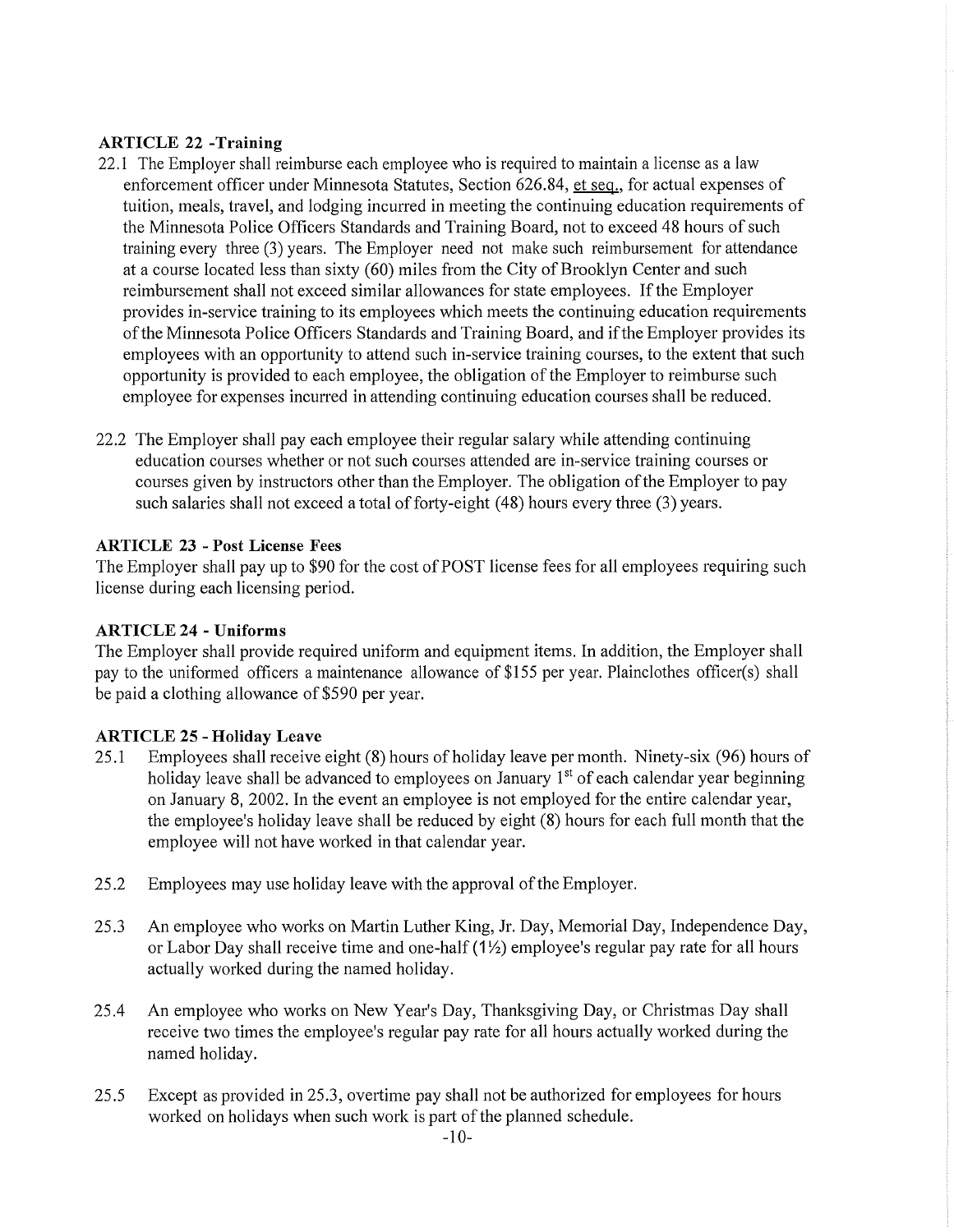**ARTICLE 22 -Training**

22.1 The Employer shall reimburse each employee who is required to maintain a license as a law enforcement officer under Minnesota Statutes, Section 626.84, et seq., for actual expenses of tuition, meals, travel, and lodging incurred in meeting the continuing education requirements of the Minnesota Police Officers Standards and Training Board, not to exceed 48 hours of such training every three (3) years. The Employer need not make such reimbursement for attendance at a course located less than sixty (60) miles from the City of Brooklyn Center and such reimbursement shall not exceed similar allowances for state employees. If the Employer provides in-service training to its employees which meets the continuing education requirements of the Minnesota Police Officers Standards and Training Board, and if the Employer provides its employees with an opportunity to attend such in-service training courses, to the extent that such opportunity is provided to each employee, the obligation of the Employer to reimburse such employee for expenses incurred in attending continuing education courses shall be reduced.

22.2 The Employer shall pay each employee their regular salary while attending continuing education courses whether or not such courses attended are in-service training courses or courses given by instructors other than the Employer. The obligation of the Employer to pay such salaries shall not exceed a total of forty-eight (48) hours every three (3) years.

**ARTICLE 23 - Post License Fees**

The Employer shall pay up to $90 for the cost of POST license fees for all employees requiring such license during each licensing period.

**ARTICLE 24 - Uniforms**

The Employer shall provide required uniform and equipment items. In addition, the Employer shall pay to the uniformed officers a maintenance allowance of $155 per year. Plainclothes officer(s) shall be paid a clothing allowance of $590 per year.

**ARTICLE 25 - Holiday Leave**

25.1 Employees shall receive eight (8) hours of holiday leave per month. Ninety-six (96) hours of holiday leave shall be advanced to employees on January 1st of each calendar year beginning on January 8, 2002. In the event an employee is not employed for the entire calendar year, the employee's holiday leave shall be reduced by eight (8) hours for each full month that the employee will not have worked in that calendar year.

25.2 Employees may use holiday leave with the approval of the Employer.

25.3 An employee who works on Martin Luther King, Jr. Day, Memorial Day, Independence Day, or Labor Day shall receive time and one-half (1½) employee's regular pay rate for all hours actually worked during the named holiday.

25.4 An employee who works on New Year's Day, Thanksgiving Day, or Christmas Day shall receive two times the employee's regular pay rate for all hours actually worked during the named holiday.

25.5 Except as provided in 25.3, overtime pay shall not be authorized for employees for hours worked on holidays when such work is part of the planned schedule.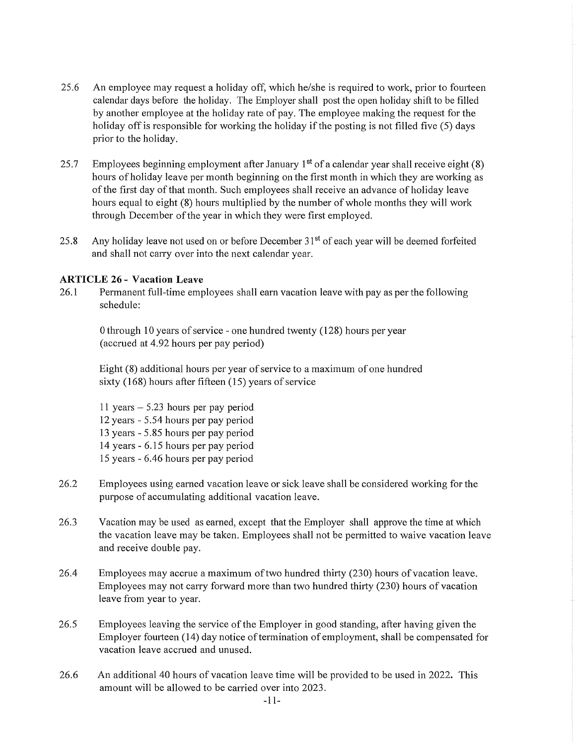25.6 An employee may request a holiday off, which he/she is required to work, prior to fourteen calendar days before the holiday. The Employer shall post the open holiday shift to be filled by another employee at the holiday rate of pay. The employee making the request for the holiday off is responsible for working the holiday if the posting is not filled five (5) days prior to the holiday.

25.7 Employees beginning employment after January 1st of a calendar year shall receive eight (8) hours of holiday leave per month beginning on the first month in which they are working as of the first day of that month. Such employees shall receive an advance of holiday leave hours equal to eight (8) hours multiplied by the number of whole months they will work through December of the year in which they were first employed.

25.8 Any holiday leave not used on or before December 31st of each year will be deemed forfeited and shall not carry over into the next calendar year.

### ARTICLE 26 - Vacation Leave

26.1 Permanent full-time employees shall earn vacation leave with pay as per the following schedule:

0 through 10 years of service - one hundred twenty (128) hours per year (accrued at 4.92 hours per pay period)

Eight (8) additional hours per year of service to a maximum of one hundred sixty (168) hours after fifteen (15) years of service

11 years – 5.23 hours per pay period
12 years - 5.54 hours per pay period
13 years - 5.85 hours per pay period
14 years - 6.15 hours per pay period
15 years - 6.46 hours per pay period

26.2 Employees using earned vacation leave or sick leave shall be considered working for the purpose of accumulating additional vacation leave.

26.3 Vacation may be used as earned, except that the Employer shall approve the time at which the vacation leave may be taken. Employees shall not be permitted to waive vacation leave and receive double pay.

26.4 Employees may accrue a maximum of two hundred thirty (230) hours of vacation leave. Employees may not carry forward more than two hundred thirty (230) hours of vacation leave from year to year.

26.5 Employees leaving the service of the Employer in good standing, after having given the Employer fourteen (14) day notice of termination of employment, shall be compensated for vacation leave accrued and unused.

26.6 An additional 40 hours of vacation leave time will be provided to be used in 2022. This amount will be allowed to be carried over into 2023.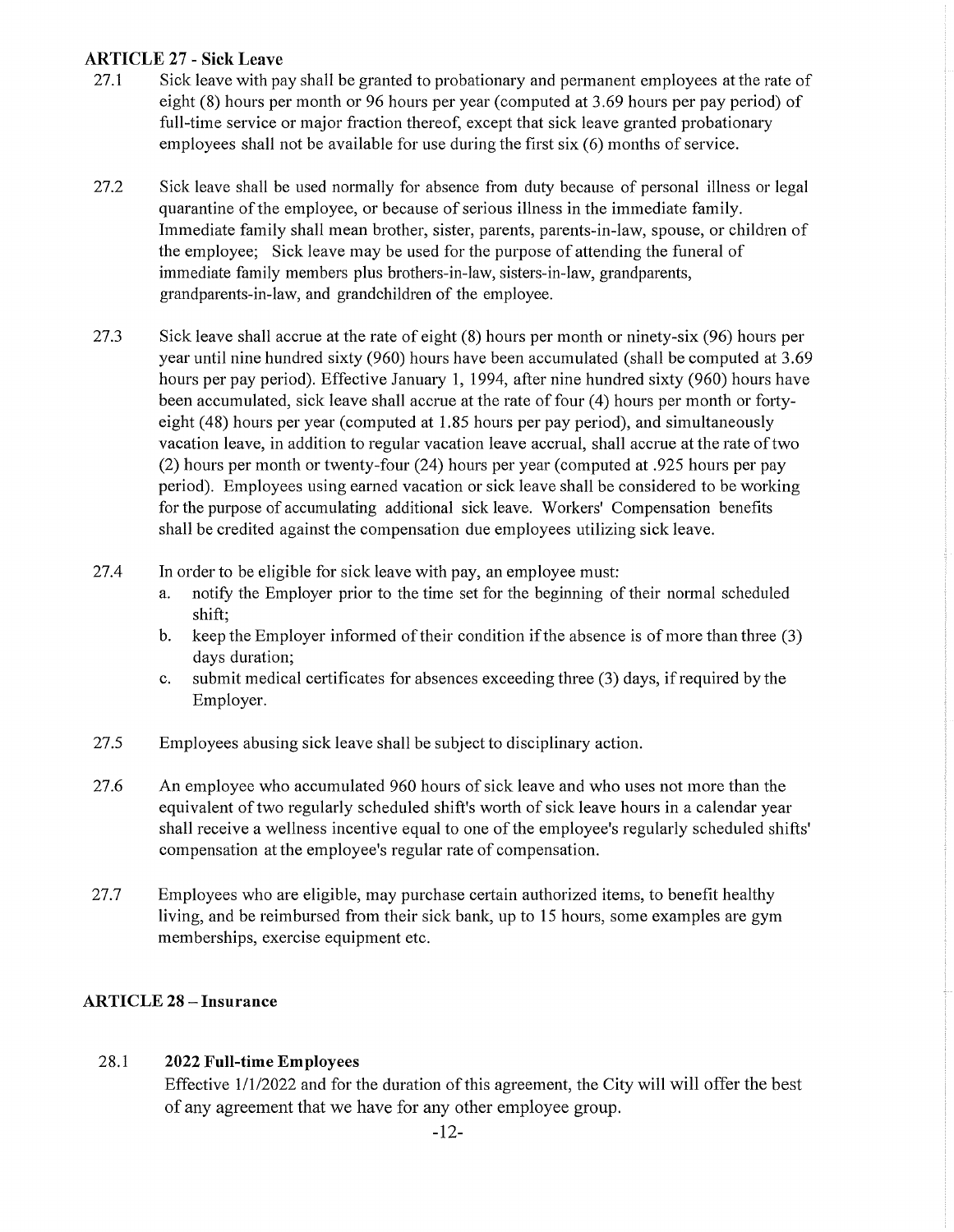## ARTICLE 27 - Sick Leave

27.1 Sick leave with pay shall be granted to probationary and permanent employees at the rate of eight (8) hours per month or 96 hours per year (computed at 3.69 hours per pay period) of full-time service or major fraction thereof, except that sick leave granted probationary employees shall not be available for use during the first six (6) months of service.

27.2 Sick leave shall be used normally for absence from duty because of personal illness or legal quarantine of the employee, or because of serious illness in the immediate family. Immediate family shall mean brother, sister, parents, parents-in-law, spouse, or children of the employee; Sick leave may be used for the purpose of attending the funeral of immediate family members plus brothers-in-law, sisters-in-law, grandparents, grandparents-in-law, and grandchildren of the employee.

27.3 Sick leave shall accrue at the rate of eight (8) hours per month or ninety-six (96) hours per year until nine hundred sixty (960) hours have been accumulated (shall be computed at 3.69 hours per pay period). Effective January 1, 1994, after nine hundred sixty (960) hours have been accumulated, sick leave shall accrue at the rate of four (4) hours per month or forty-eight (48) hours per year (computed at 1.85 hours per pay period), and simultaneously vacation leave, in addition to regular vacation leave accrual, shall accrue at the rate of two (2) hours per month or twenty-four (24) hours per year (computed at .925 hours per pay period). Employees using earned vacation or sick leave shall be considered to be working for the purpose of accumulating additional sick leave. Workers' Compensation benefits shall be credited against the compensation due employees utilizing sick leave.

27.4 In order to be eligible for sick leave with pay, an employee must:

a. notify the Employer prior to the time set for the beginning of their normal scheduled shift;
b. keep the Employer informed of their condition if the absence is of more than three (3) days duration;
c. submit medical certificates for absences exceeding three (3) days, if required by the Employer.

27.5 Employees abusing sick leave shall be subject to disciplinary action.

27.6 An employee who accumulated 960 hours of sick leave and who uses not more than the equivalent of two regularly scheduled shift's worth of sick leave hours in a calendar year shall receive a wellness incentive equal to one of the employee's regularly scheduled shifts' compensation at the employee's regular rate of compensation.

27.7 Employees who are eligible, may purchase certain authorized items, to benefit healthy living, and be reimbursed from their sick bank, up to 15 hours, some examples are gym memberships, exercise equipment etc.

## ARTICLE 28 – Insurance

28.1 **2022 Full-time Employees**

Effective 1/1/2022 and for the duration of this agreement, the City will will offer the best of any agreement that we have for any other employee group.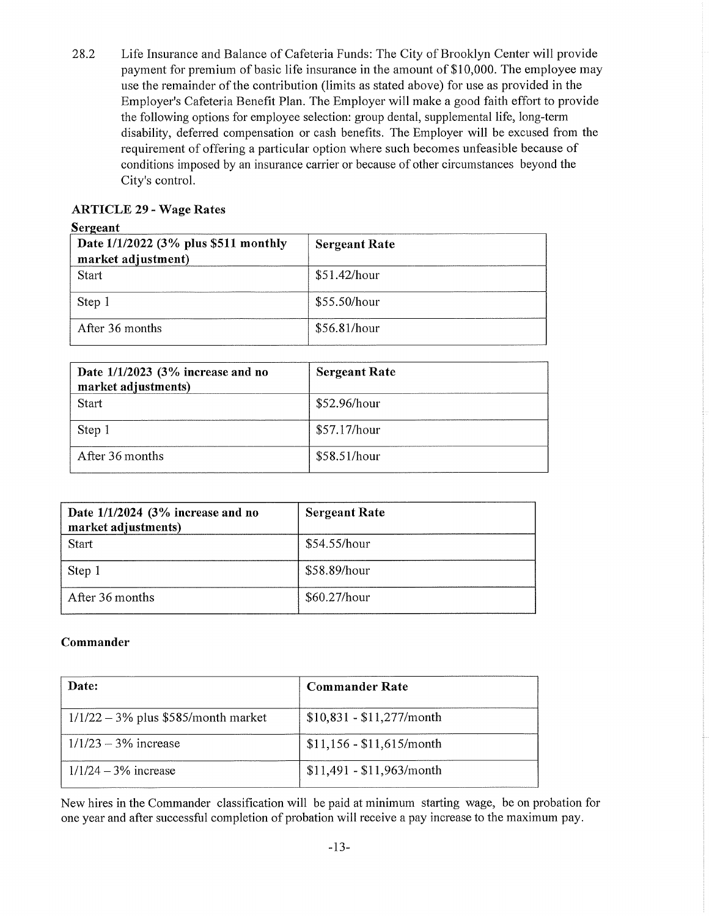28.2 Life Insurance and Balance of Cafeteria Funds: The City of Brooklyn Center will provide payment for premium of basic life insurance in the amount of $10,000. The employee may use the remainder of the contribution (limits as stated above) for use as provided in the Employer's Cafeteria Benefit Plan. The Employer will make a good faith effort to provide the following options for employee selection: group dental, supplemental life, long-term disability, deferred compensation or cash benefits. The Employer will be excused from the requirement of offering a particular option where such becomes unfeasible because of conditions imposed by an insurance carrier or because of other circumstances beyond the City's control.

## ARTICLE 29 - Wage Rates

**Sergeant**

| Date 1/1/2022 (3% plus $511 monthly market adjustment) | Sergeant Rate |
|---|---|
| Start | $51.42/hour |
| Step 1 | $55.50/hour |
| After 36 months | $56.81/hour |

| Date 1/1/2023 (3% increase and no market adjustments) | Sergeant Rate |
|---|---|
| Start | $52.96/hour |
| Step 1 | $57.17/hour |
| After 36 months | $58.51/hour |

| Date 1/1/2024 (3% increase and no market adjustments) | Sergeant Rate |
|---|---|
| Start | $54.55/hour |
| Step 1 | $58.89/hour |
| After 36 months | $60.27/hour |

**Commander**

| Date: | Commander Rate |
|---|---|
| 1/1/22 – 3% plus $585/month market | $10,831 - $11,277/month |
| 1/1/23 – 3% increase | $11,156 - $11,615/month |
| 1/1/24 – 3% increase | $11,491 - $11,963/month |

New hires in the Commander classification will be paid at minimum starting wage, be on probation for one year and after successful completion of probation will receive a pay increase to the maximum pay.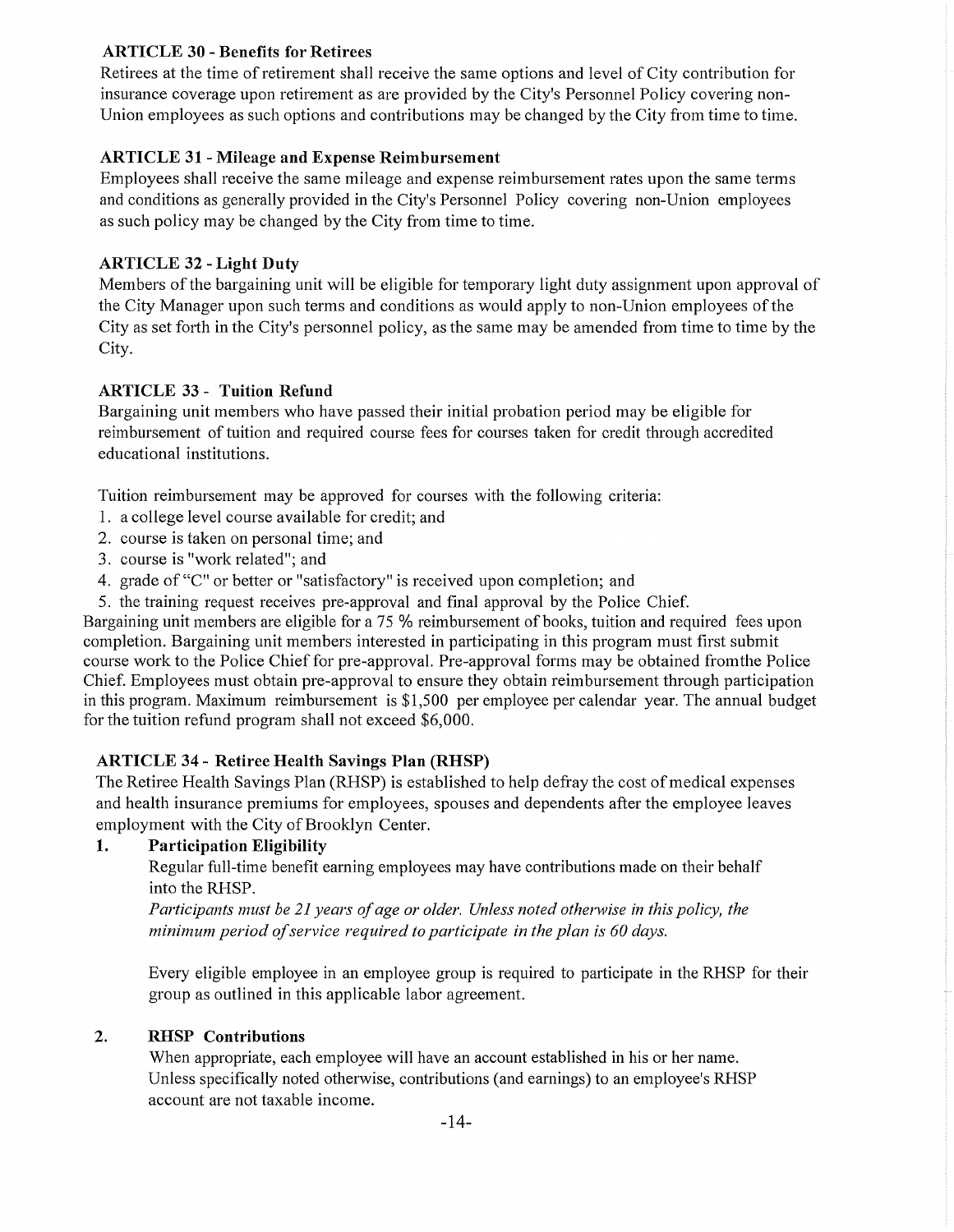**ARTICLE 30 - Benefits for Retirees**

Retirees at the time of retirement shall receive the same options and level of City contribution for insurance coverage upon retirement as are provided by the City's Personnel Policy covering non-Union employees as such options and contributions may be changed by the City from time to time.

**ARTICLE 31 - Mileage and Expense Reimbursement**

Employees shall receive the same mileage and expense reimbursement rates upon the same terms and conditions as generally provided in the City's Personnel Policy covering non-Union employees as such policy may be changed by the City from time to time.

**ARTICLE 32 - Light Duty**

Members of the bargaining unit will be eligible for temporary light duty assignment upon approval of the City Manager upon such terms and conditions as would apply to non-Union employees of the City as set forth in the City's personnel policy, as the same may be amended from time to time by the City.

**ARTICLE 33 - Tuition Refund**

Bargaining unit members who have passed their initial probation period may be eligible for reimbursement of tuition and required course fees for courses taken for credit through accredited educational institutions.

Tuition reimbursement may be approved for courses with the following criteria:

1. a college level course available for credit; and
2. course is taken on personal time; and
3. course is "work related"; and
4. grade of "C" or better or "satisfactory" is received upon completion; and
5. the training request receives pre-approval and final approval by the Police Chief.

Bargaining unit members are eligible for a 75 % reimbursement of books, tuition and required fees upon completion. Bargaining unit members interested in participating in this program must first submit course work to the Police Chief for pre-approval. Pre-approval forms may be obtained fromthe Police Chief. Employees must obtain pre-approval to ensure they obtain reimbursement through participation in this program. Maximum reimbursement is $1,500 per employee per calendar year. The annual budget for the tuition refund program shall not exceed $6,000.

**ARTICLE 34 - Retiree Health Savings Plan (RHSP)**

The Retiree Health Savings Plan (RHSP) is established to help defray the cost of medical expenses and health insurance premiums for employees, spouses and dependents after the employee leaves employment with the City of Brooklyn Center.

1. **Participation Eligibility**

   Regular full-time benefit earning employees may have contributions made on their behalf into the RHSP.

   *Participants must be 21 years of age or older. Unless noted otherwise in this policy, the minimum period of service required to participate in the plan is 60 days.*

   Every eligible employee in an employee group is required to participate in the RHSP for their group as outlined in this applicable labor agreement.

2. **RHSP Contributions**

   When appropriate, each employee will have an account established in his or her name. Unless specifically noted otherwise, contributions (and earnings) to an employee's RHSP account are not taxable income.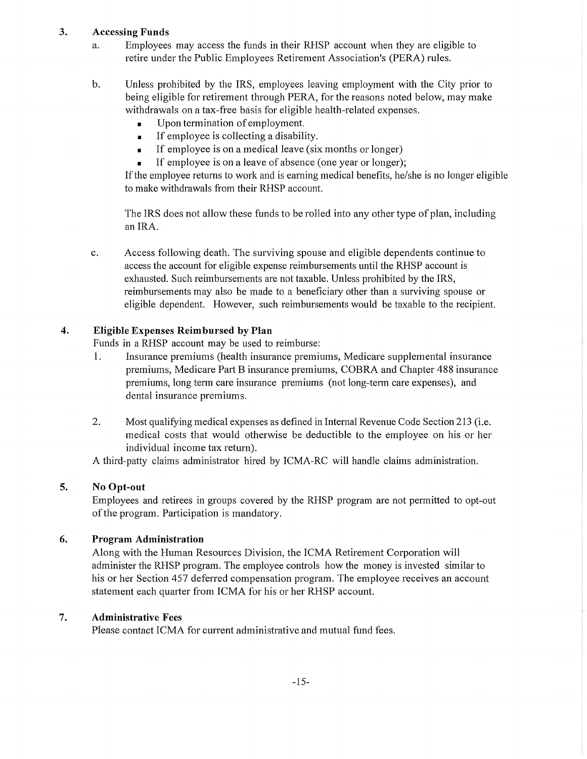### 3. Accessing Funds

a. Employees may access the funds in their RHSP account when they are eligible to retire under the Public Employees Retirement Association's (PERA) rules.

b. Unless prohibited by the IRS, employees leaving employment with the City prior to being eligible for retirement through PERA, for the reasons noted below, may make withdrawals on a tax-free basis for eligible health-related expenses.

- Upon termination of employment.
- If employee is collecting a disability.
- If employee is on a medical leave (six months or longer)
- If employee is on a leave of absence (one year or longer);

If the employee returns to work and is earning medical benefits, he/she is no longer eligible to make withdrawals from their RHSP account.

The IRS does not allow these funds to be rolled into any other type of plan, including an IRA.

c. Access following death. The surviving spouse and eligible dependents continue to access the account for eligible expense reimbursements until the RHSP account is exhausted. Such reimbursements are not taxable. Unless prohibited by the IRS, reimbursements may also be made to a beneficiary other than a surviving spouse or eligible dependent. However, such reimbursements would be taxable to the recipient.

### 4. Eligible Expenses Reimbursed by Plan

Funds in a RHSP account may be used to reimburse:

1. Insurance premiums (health insurance premiums, Medicare supplemental insurance premiums, Medicare Part B insurance premiums, COBRA and Chapter 488 insurance premiums, long term care insurance premiums (not long-term care expenses), and dental insurance premiums.

2. Most qualifying medical expenses as defined in Internal Revenue Code Section 213 (i.e. medical costs that would otherwise be deductible to the employee on his or her individual income tax return).

A third-patty claims administrator hired by ICMA-RC will handle claims administration.

### 5. No Opt-out

Employees and retirees in groups covered by the RHSP program are not permitted to opt-out of the program. Participation is mandatory.

### 6. Program Administration

Along with the Human Resources Division, the ICMA Retirement Corporation will administer the RHSP program. The employee controls how the money is invested similar to his or her Section 457 deferred compensation program. The employee receives an account statement each quarter from ICMA for his or her RHSP account.

### 7. Administrative Fees

Please contact ICMA for current administrative and mutual fund fees.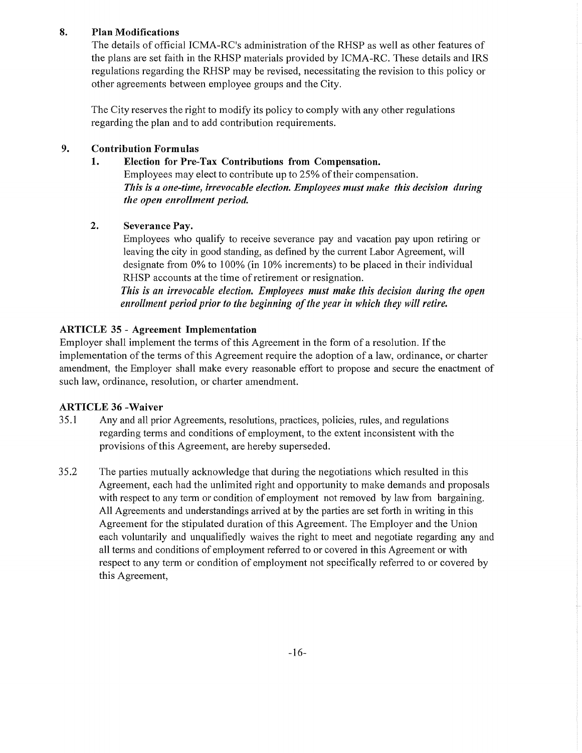## 8. Plan Modifications

The details of official ICMA-RC's administration of the RHSP as well as other features of the plans are set faith in the RHSP materials provided by ICMA-RC. These details and IRS regulations regarding the RHSP may be revised, necessitating the revision to this policy or other agreements between employee groups and the City.

The City reserves the right to modify its policy to comply with any other regulations regarding the plan and to add contribution requirements.

## 9. Contribution Formulas

### 1. Election for Pre-Tax Contributions from Compensation.

Employees may elect to contribute up to 25% of their compensation.
***This is a one-time, irrevocable election. Employees must make this decision during the open enrollment period.***

### 2. Severance Pay.

Employees who qualify to receive severance pay and vacation pay upon retiring or leaving the city in good standing, as defined by the current Labor Agreement, will designate from 0% to 100% (in 10% increments) to be placed in their individual RHSP accounts at the time of retirement or resignation.
***This is an irrevocable election. Employees must make this decision during the open enrollment period prior to the beginning of the year in which they will retire.***

## ARTICLE 35 - Agreement Implementation

Employer shall implement the terms of this Agreement in the form of a resolution. If the implementation of the terms of this Agreement require the adoption of a law, ordinance, or charter amendment, the Employer shall make every reasonable effort to propose and secure the enactment of such law, ordinance, resolution, or charter amendment.

## ARTICLE 36 -Waiver

35.1 Any and all prior Agreements, resolutions, practices, policies, rules, and regulations regarding terms and conditions of employment, to the extent inconsistent with the provisions of this Agreement, are hereby superseded.

35.2 The parties mutually acknowledge that during the negotiations which resulted in this Agreement, each had the unlimited right and opportunity to make demands and proposals with respect to any term or condition of employment not removed by law from bargaining. All Agreements and understandings arrived at by the parties are set forth in writing in this Agreement for the stipulated duration of this Agreement. The Employer and the Union each voluntarily and unqualifiedly waives the right to meet and negotiate regarding any and all terms and conditions of employment referred to or covered in this Agreement or with respect to any term or condition of employment not specifically referred to or covered by this Agreement,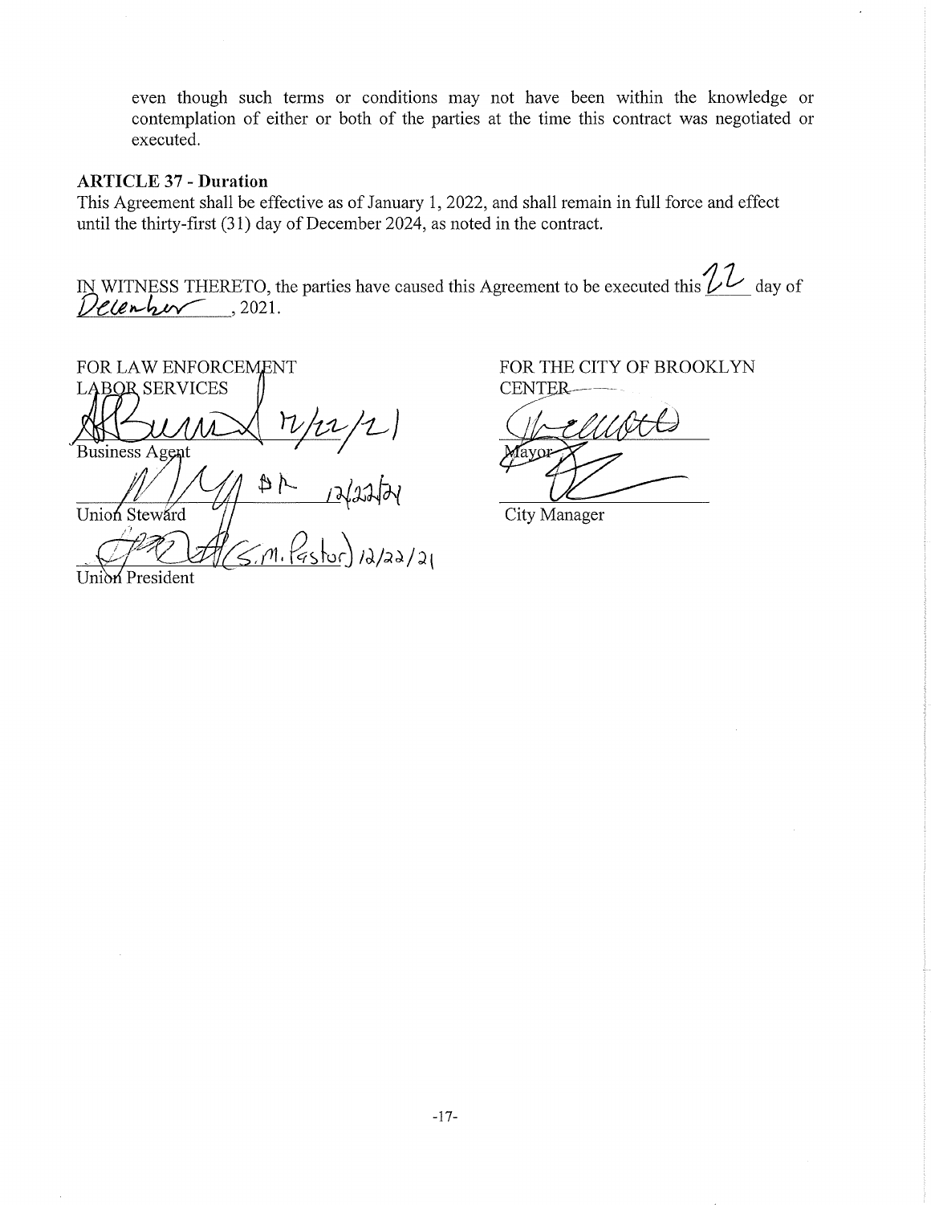even though such terms or conditions may not have been within the knowledge or contemplation of either or both of the parties at the time this contract was negotiated or executed.

**ARTICLE 37 - Duration**

This Agreement shall be effective as of January 1, 2022, and shall remain in full force and effect until the thirty-first (31) day of December 2024, as noted in the contract.

IN WITNESS THERETO, the parties have caused this Agreement to be executed this 22 day of December, 2021.

FOR LAW ENFORCEMENT LABOR SERVICES

12/22/21
Business Agent

12/22/21
Union Steward

(S.M. Pastor) 12/22/21
Union President

FOR THE CITY OF BROOKLYN CENTER

Mayor

City Manager